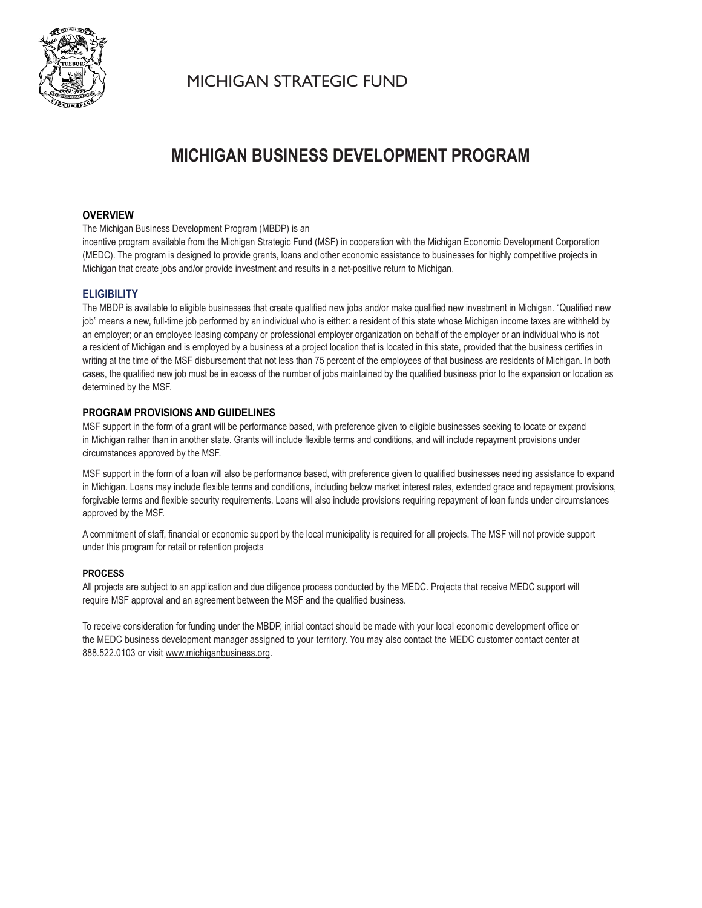MICHIGAN STRATEGIC FUND

# MICHIGAN BUSINESS DEVELOPMENT PROGRAM

## OVERVIEW

The Michigan Business Development Program (MBDP) is an incentive program available from the Michigan Strategic Fund (MSF) in cooperation with the Michigan Economic Development Corporation (MEDC). The program is designed to provide grants, loans and other economic assistance to businesses for highly competitive projects in Michigan that create jobs and/or provide investment and results in a net-positive return to Michigan.

## ELIGIBILITY

The MBDP is available to eligible businesses that create qualified new jobs and/or make qualified new investment in Michigan. "Qualified new job" means a new, full-time job performed by an individual who is either: a resident of this state whose Michigan income taxes are withheld by an employer; or an employee leasing company or professional employer organization on behalf of the employer or an individual who is not a resident of Michigan and is employed by a business at a project location that is located in this state, provided that the business certifies in writing at the time of the MSF disbursement that not less than 75 percent of the employees of that business are residents of Michigan. In both cases, the qualified new job must be in excess of the number of jobs maintained by the qualified business prior to the expansion or location as determined by the MSF.

## PROGRAM PROVISIONS AND GUIDELINES

MSF support in the form of a grant will be performance based, with preference given to eligible businesses seeking to locate or expand in Michigan rather than in another state. Grants will include flexible terms and conditions, and will include repayment provisions under circumstances approved by the MSF.

MSF support in the form of a loan will also be performance based, with preference given to qualified businesses needing assistance to expand in Michigan. Loans may include flexible terms and conditions, including below market interest rates, extended grace and repayment provisions, forgivable terms and flexible security requirements. Loans will also include provisions requiring repayment of loan funds under circumstances approved by the MSF.

A commitment of staff, financial or economic support by the local municipality is required for all projects. The MSF will not provide support under this program for retail or retention projects

## PROCESS

All projects are subject to an application and due diligence process conducted by the MEDC. Projects that receive MEDC support will require MSF approval and an agreement between the MSF and the qualified business.

To receive consideration for funding under the MBDP, initial contact should be made with your local economic development office or the MEDC business development manager assigned to your territory. You may also contact the MEDC customer contact center at 888.522.0103 or visit www.michiganbusiness.org.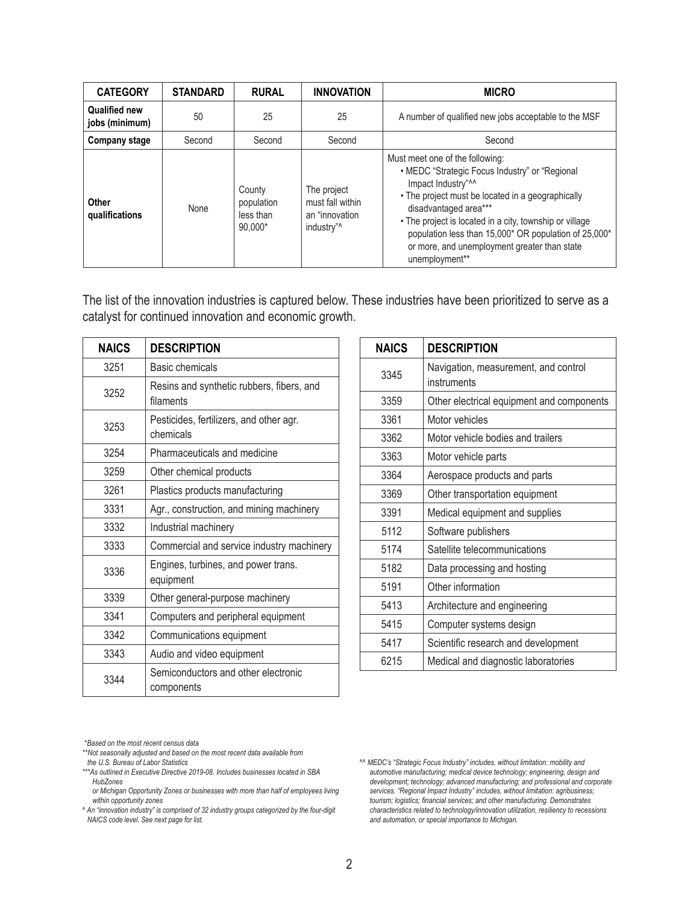| CATEGORY | STANDARD | RURAL | INNOVATION | MICRO |
| --- | --- | --- | --- | --- |
| **Qualified new jobs (minimum)** | 50 | 25 | 25 | A number of qualified new jobs acceptable to the MSF |
| **Company stage** | Second | Second | Second | Second |
| **Other qualifications** | None | County population less than 90,000* | The project must fall within an "innovation industry"^ | Must meet one of the following:<br>• MEDC "Strategic Focus Industry" or "Regional Impact Industry"^^<br>• The project must be located in a geographically disadvantaged area***<br>• The project is located in a city, township or village population less than 15,000* OR population of 25,000* or more, and unemployment greater than state unemployment** |

The list of the innovation industries is captured below. These industries have been prioritized to serve as a catalyst for continued innovation and economic growth.

| NAICS | DESCRIPTION |
| --- | --- |
| 3251 | Basic chemicals |
| 3252 | Resins and synthetic rubbers, fibers, and filaments |
| 3253 | Pesticides, fertilizers, and other agr. chemicals |
| 3254 | Pharmaceuticals and medicine |
| 3259 | Other chemical products |
| 3261 | Plastics products manufacturing |
| 3331 | Agr., construction, and mining machinery |
| 3332 | Industrial machinery |
| 3333 | Commercial and service industry machinery |
| 3336 | Engines, turbines, and power trans. equipment |
| 3339 | Other general-purpose machinery |
| 3341 | Computers and peripheral equipment |
| 3342 | Communications equipment |
| 3343 | Audio and video equipment |
| 3344 | Semiconductors and other electronic components |

| NAICS | DESCRIPTION |
| --- | --- |
| 3345 | Navigation, measurement, and control instruments |
| 3359 | Other electrical equipment and components |
| 3361 | Motor vehicles |
| 3362 | Motor vehicle bodies and trailers |
| 3363 | Motor vehicle parts |
| 3364 | Aerospace products and parts |
| 3369 | Other transportation equipment |
| 3391 | Medical equipment and supplies |
| 5112 | Software publishers |
| 5174 | Satellite telecommunications |
| 5182 | Data processing and hosting |
| 5191 | Other information |
| 5413 | Architecture and engineering |
| 5415 | Computer systems design |
| 5417 | Scientific research and development |
| 6215 | Medical and diagnostic laboratories |

*\*Based on the most recent census data*

*\*\*Not seasonally adjusted and based on the most recent data available from the U.S. Bureau of Labor Statistics*

*\*\*\*As outlined in Executive Directive 2019-08. Includes businesses located in SBA HubZones or Michigan Opportunity Zones or businesses with more than half of employees living within opportunity zones*

*^ An "innovation industry" is comprised of 32 industry groups categorized by the four-digit NAICS code level. See next page for list.*

*^^ MEDC's "Strategic Focus Industry" includes, without limitation: mobility and automotive manufacturing; medical device technology; engineering, design and development; technology; advanced manufacturing; and professional and corporate services. "Regional Impact Industry" includes, without limitation: agribusiness; tourism; logistics; financial services; and other manufacturing. Demonstrates characteristics related to technology/innovation utilization, resiliency to recessions and automation, or special importance to Michigan.*